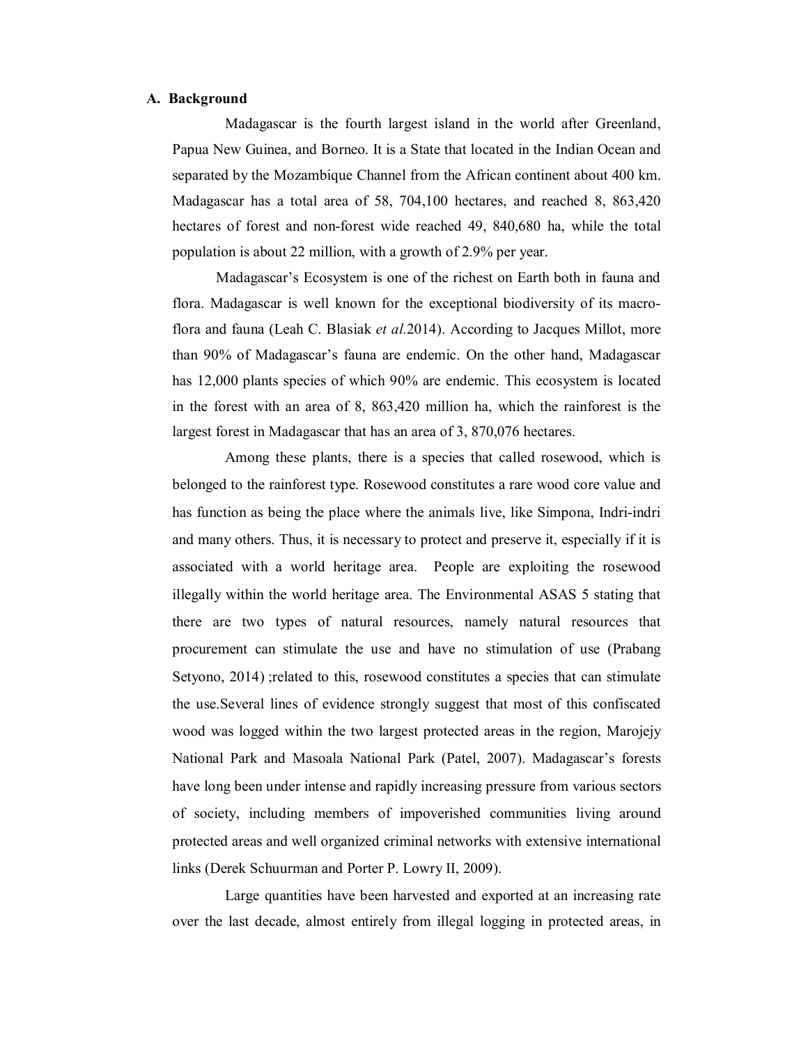## A. Background

Madagascar is the fourth largest island in the world after Greenland, Papua New Guinea, and Borneo. It is a State that located in the Indian Ocean and separated by the Mozambique Channel from the African continent about 400 km. Madagascar has a total area of 58, 704,100 hectares, and reached 8, 863,420 hectares of forest and non-forest wide reached 49, 840,680 ha, while the total population is about 22 million, with a growth of 2.9% per year.

Madagascar's Ecosystem is one of the richest on Earth both in fauna and flora. Madagascar is well known for the exceptional biodiversity of its macro-flora and fauna (Leah C. Blasiak *et al.*2014). According to Jacques Millot, more than 90% of Madagascar's fauna are endemic. On the other hand, Madagascar has 12,000 plants species of which 90% are endemic. This ecosystem is located in the forest with an area of 8, 863,420 million ha, which the rainforest is the largest forest in Madagascar that has an area of 3, 870,076 hectares.

Among these plants, there is a species that called rosewood, which is belonged to the rainforest type. Rosewood constitutes a rare wood core value and has function as being the place where the animals live, like Simpona, Indri-indri and many others. Thus, it is necessary to protect and preserve it, especially if it is associated with a world heritage area. People are exploiting the rosewood illegally within the world heritage area. The Environmental ASAS 5 stating that there are two types of natural resources, namely natural resources that procurement can stimulate the use and have no stimulation of use (Prabang Setyono, 2014) ;related to this, rosewood constitutes a species that can stimulate the use.Several lines of evidence strongly suggest that most of this confiscated wood was logged within the two largest protected areas in the region, Marojejy National Park and Masoala National Park (Patel, 2007). Madagascar's forests have long been under intense and rapidly increasing pressure from various sectors of society, including members of impoverished communities living around protected areas and well organized criminal networks with extensive international links (Derek Schuurman and Porter P. Lowry II, 2009).

Large quantities have been harvested and exported at an increasing rate over the last decade, almost entirely from illegal logging in protected areas, in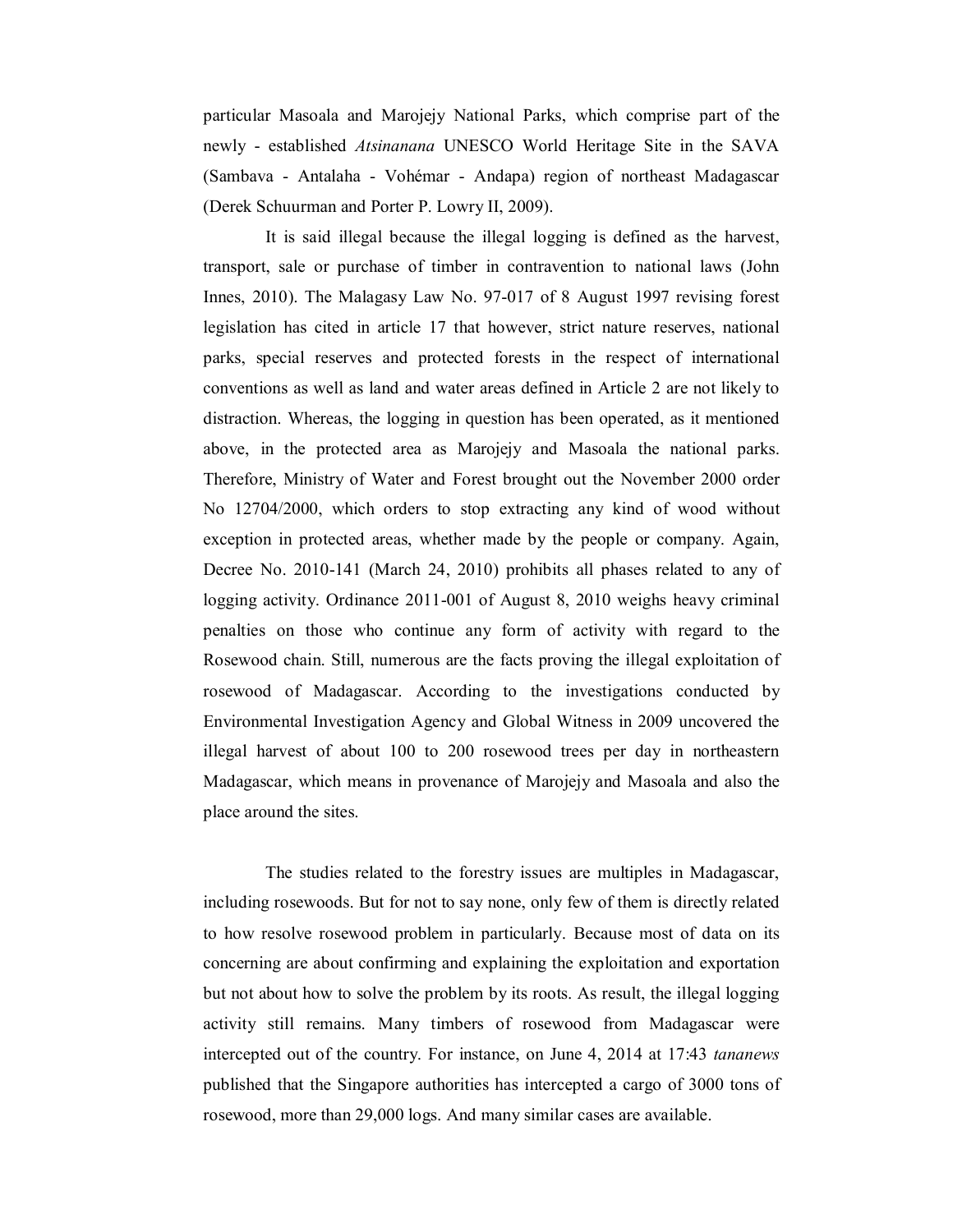particular Masoala and Marojejy National Parks, which comprise part of the newly - established *Atsinanana* UNESCO World Heritage Site in the SAVA (Sambava - Antalaha - Vohémar - Andapa) region of northeast Madagascar (Derek Schuurman and Porter P. Lowry II, 2009).

It is said illegal because the illegal logging is defined as the harvest, transport, sale or purchase of timber in contravention to national laws (John Innes, 2010). The Malagasy Law No. 97-017 of 8 August 1997 revising forest legislation has cited in article 17 that however, strict nature reserves, national parks, special reserves and protected forests in the respect of international conventions as well as land and water areas defined in Article 2 are not likely to distraction. Whereas, the logging in question has been operated, as it mentioned above, in the protected area as Marojejy and Masoala the national parks. Therefore, Ministry of Water and Forest brought out the November 2000 order No 12704/2000, which orders to stop extracting any kind of wood without exception in protected areas, whether made by the people or company. Again, Decree No. 2010-141 (March 24, 2010) prohibits all phases related to any of logging activity. Ordinance 2011-001 of August 8, 2010 weighs heavy criminal penalties on those who continue any form of activity with regard to the Rosewood chain. Still, numerous are the facts proving the illegal exploitation of rosewood of Madagascar. According to the investigations conducted by Environmental Investigation Agency and Global Witness in 2009 uncovered the illegal harvest of about 100 to 200 rosewood trees per day in northeastern Madagascar, which means in provenance of Marojejy and Masoala and also the place around the sites.

The studies related to the forestry issues are multiples in Madagascar, including rosewoods. But for not to say none, only few of them is directly related to how resolve rosewood problem in particularly. Because most of data on its concerning are about confirming and explaining the exploitation and exportation but not about how to solve the problem by its roots. As result, the illegal logging activity still remains. Many timbers of rosewood from Madagascar were intercepted out of the country. For instance, on June 4, 2014 at 17:43 *tananews* published that the Singapore authorities has intercepted a cargo of 3000 tons of rosewood, more than 29,000 logs. And many similar cases are available.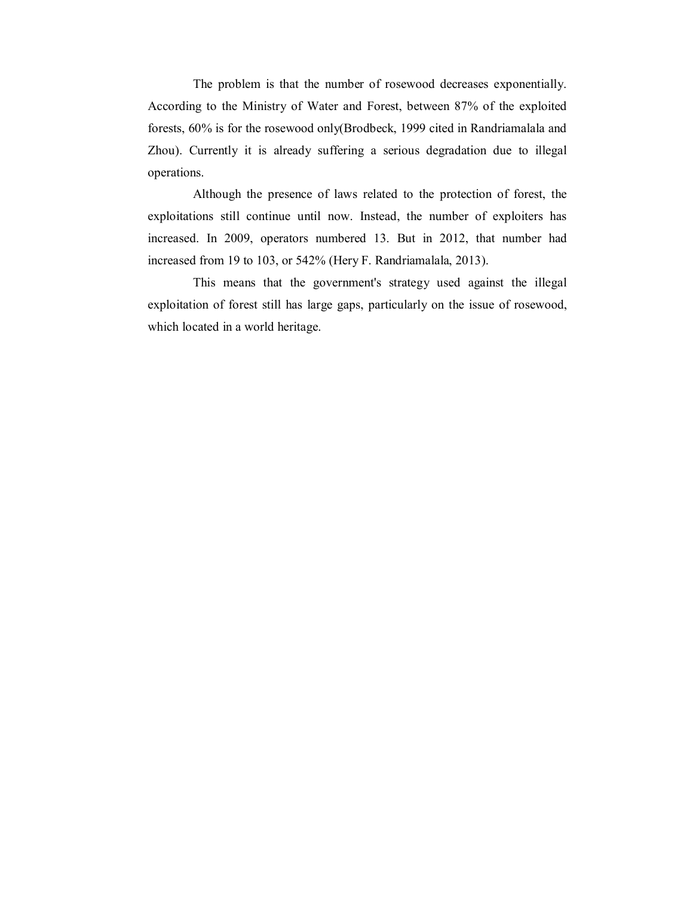The problem is that the number of rosewood decreases exponentially. According to the Ministry of Water and Forest, between 87% of the exploited forests, 60% is for the rosewood only(Brodbeck, 1999 cited in Randriamalala and Zhou). Currently it is already suffering a serious degradation due to illegal operations.

Although the presence of laws related to the protection of forest, the exploitations still continue until now. Instead, the number of exploiters has increased. In 2009, operators numbered 13. But in 2012, that number had increased from 19 to 103, or 542% (Hery F. Randriamalala, 2013).

This means that the government's strategy used against the illegal exploitation of forest still has large gaps, particularly on the issue of rosewood, which located in a world heritage.